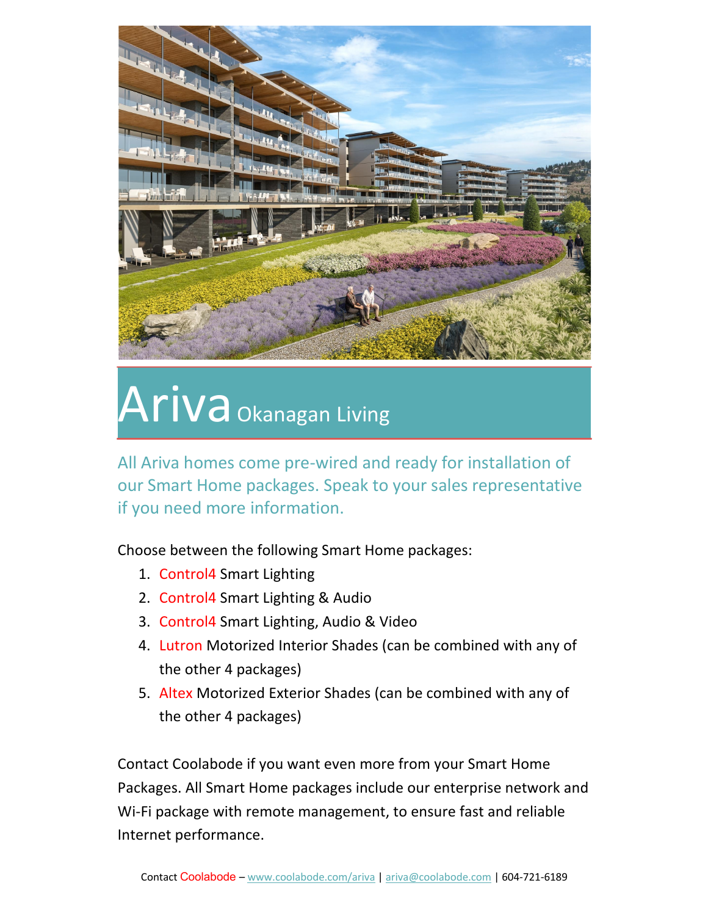# Ariva Okanagan Living

All Ariva homes come pre-wired and ready for installation of our Smart Home packages. Speak to your sales representative if you need more information.

Choose between the following Smart Home packages:

1. Control4 Smart Lighting
2. Control4 Smart Lighting & Audio
3. Control4 Smart Lighting, Audio & Video
4. Lutron Motorized Interior Shades (can be combined with any of the other 4 packages)
5. Altex Motorized Exterior Shades (can be combined with any of the other 4 packages)

Contact Coolabode if you want even more from your Smart Home Packages. All Smart Home packages include our enterprise network and Wi-Fi package with remote management, to ensure fast and reliable Internet performance.

Contact Coolabode – www.coolabode.com/ariva | ariva@coolabode.com | 604-721-6189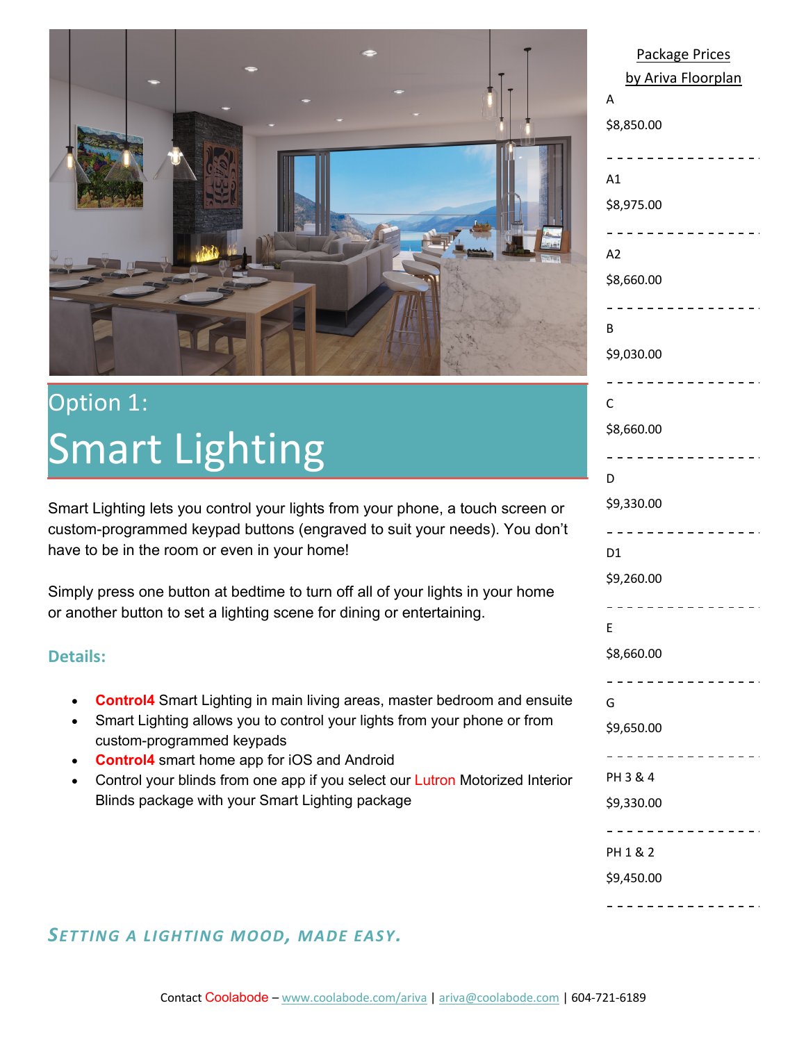# Option 1:
# Smart Lighting

Smart Lighting lets you control your lights from your phone, a touch screen or custom-programmed keypad buttons (engraved to suit your needs). You don't have to be in the room or even in your home!

Simply press one button at bedtime to turn off all of your lights in your home or another button to set a lighting scene for dining or entertaining.

### Details:

- **Control4** Smart Lighting in main living areas, master bedroom and ensuite
- Smart Lighting allows you to control your lights from your phone or from custom-programmed keypads
- **Control4** smart home app for iOS and Android
- Control your blinds from one app if you select our Lutron Motorized Interior Blinds package with your Smart Lighting package

***SETTING A LIGHTING MOOD, MADE EASY.***

## Package Prices by Ariva Floorplan

| Floorplan | Price |
| --- | --- |
| A | $8,850.00 |
| A1 | $8,975.00 |
| A2 | $8,660.00 |
| B | $9,030.00 |
| C | $8,660.00 |
| D | $9,330.00 |
| D1 | $9,260.00 |
| E | $8,660.00 |
| G | $9,650.00 |
| PH 3 & 4 | $9,330.00 |
| PH 1 & 2 | $9,450.00 |

Contact Coolabode – www.coolabode.com/ariva | ariva@coolabode.com | 604-721-6189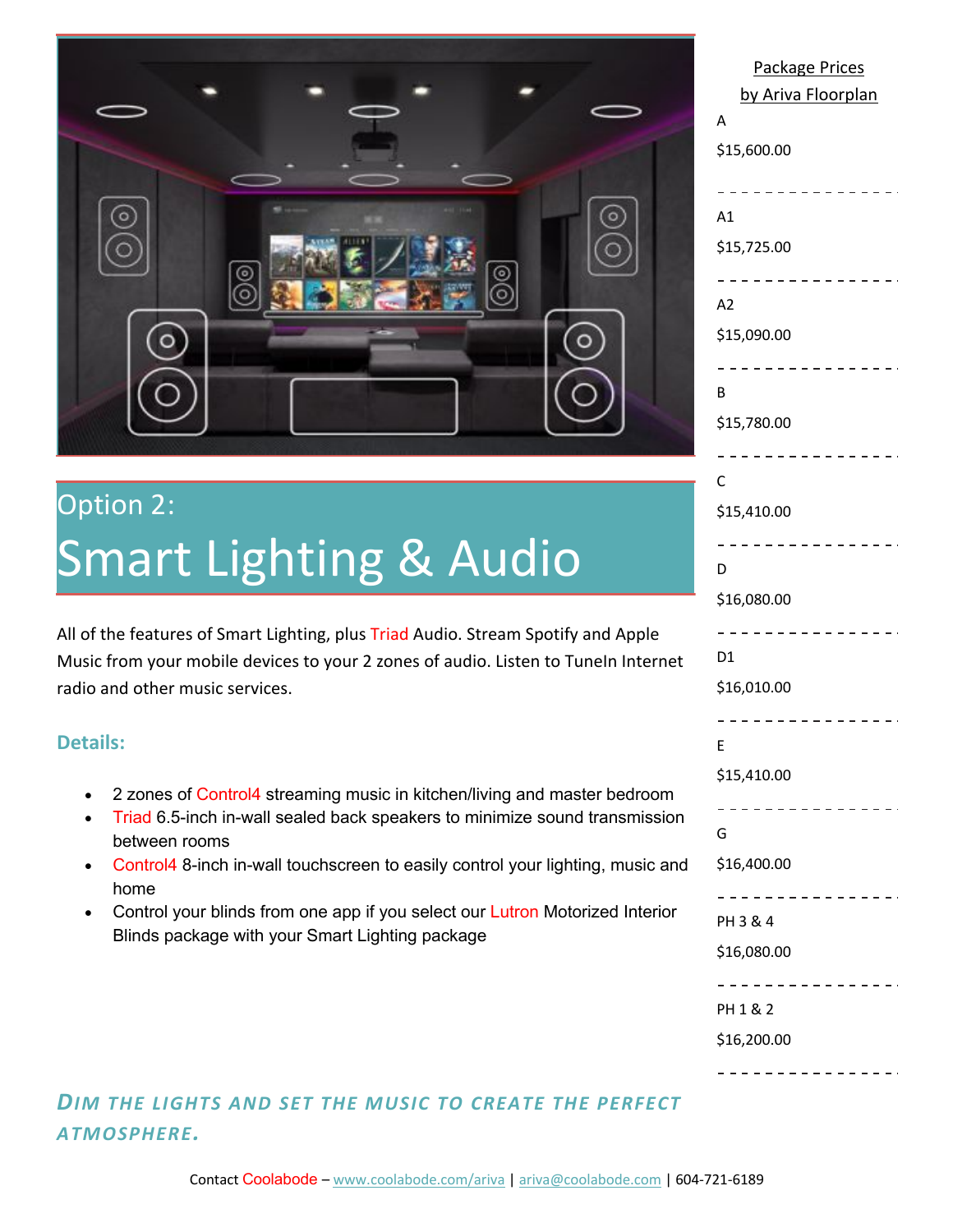## Option 2:

# Smart Lighting & Audio

All of the features of Smart Lighting, plus Triad Audio. Stream Spotify and Apple Music from your mobile devices to your 2 zones of audio. Listen to TuneIn Internet radio and other music services.

### Details:

- 2 zones of Control4 streaming music in kitchen/living and master bedroom
- Triad 6.5-inch in-wall sealed back speakers to minimize sound transmission between rooms
- Control4 8-inch in-wall touchscreen to easily control your lighting, music and home
- Control your blinds from one app if you select our Lutron Motorized Interior Blinds package with your Smart Lighting package

***DIM THE LIGHTS AND SET THE MUSIC TO CREATE THE PERFECT ATMOSPHERE.***

## Package Prices by Ariva Floorplan

| Floorplan | Price |
| --- | --- |
| A | $15,600.00 |
| A1 | $15,725.00 |
| A2 | $15,090.00 |
| B | $15,780.00 |
| C | $15,410.00 |
| D | $16,080.00 |
| D1 | $16,010.00 |
| E | $15,410.00 |
| G | $16,400.00 |
| PH 3 & 4 | $16,080.00 |
| PH 1 & 2 | $16,200.00 |

Contact Coolabode – www.coolabode.com/ariva | ariva@coolabode.com | 604-721-6189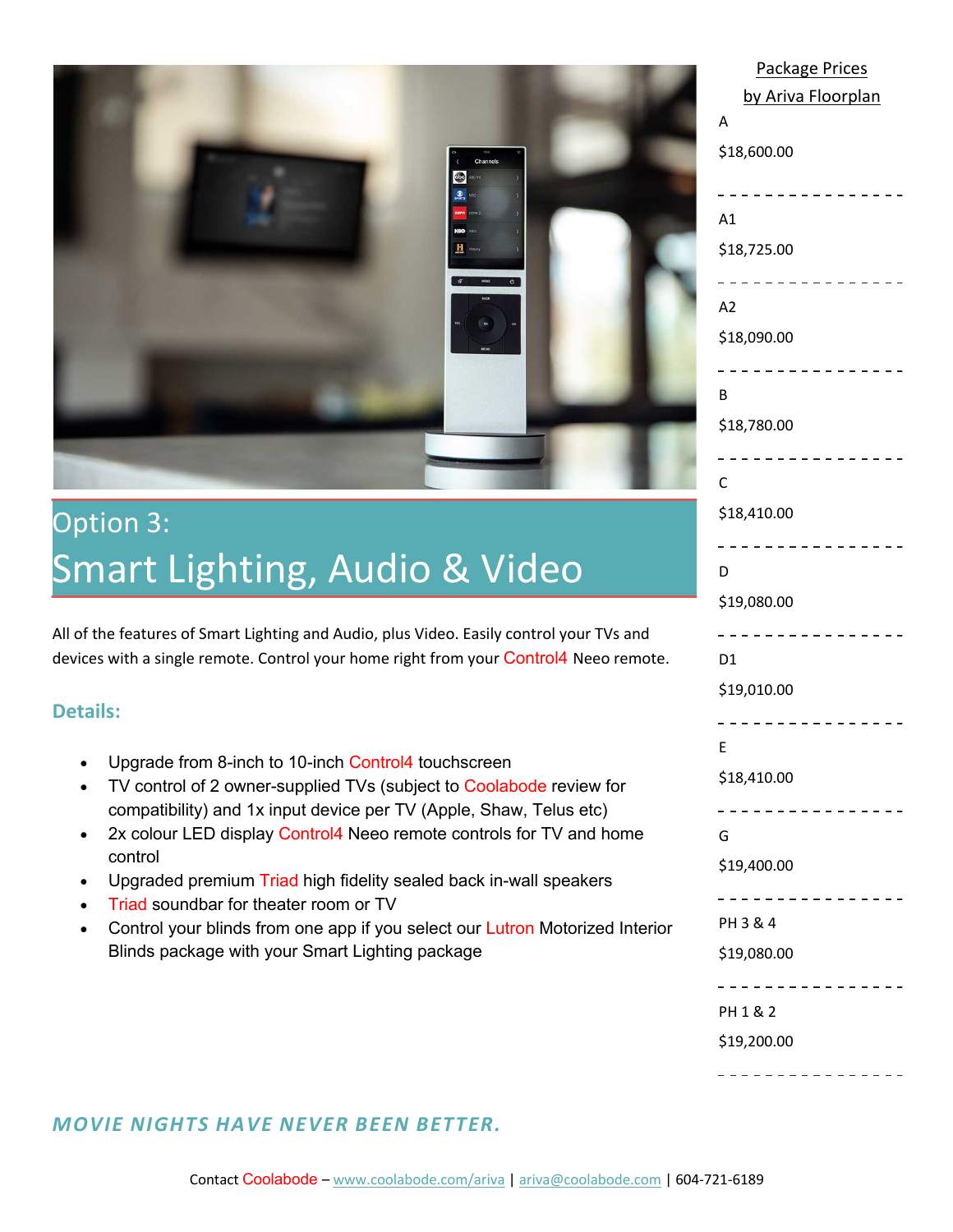# Option 3:
# Smart Lighting, Audio & Video

All of the features of Smart Lighting and Audio, plus Video. Easily control your TVs and devices with a single remote. Control your home right from your Control4 Neeo remote.

### Details:

- Upgrade from 8-inch to 10-inch Control4 touchscreen
- TV control of 2 owner-supplied TVs (subject to Coolabode review for compatibility) and 1x input device per TV (Apple, Shaw, Telus etc)
- 2x colour LED display Control4 Neeo remote controls for TV and home control
- Upgraded premium Triad high fidelity sealed back in-wall speakers
- Triad soundbar for theater room or TV
- Control your blinds from one app if you select our Lutron Motorized Interior Blinds package with your Smart Lighting package

**Package Prices by Ariva Floorplan**

| Floorplan | Price |
| --- | --- |
| A | $18,600.00 |
| A1 | $18,725.00 |
| A2 | $18,090.00 |
| B | $18,780.00 |
| C | $18,410.00 |
| D | $19,080.00 |
| D1 | $19,010.00 |
| E | $18,410.00 |
| G | $19,400.00 |
| PH 3 & 4 | $19,080.00 |
| PH 1 & 2 | $19,200.00 |

***MOVIE NIGHTS HAVE NEVER BEEN BETTER.***

Contact Coolabode – www.coolabode.com/ariva | ariva@coolabode.com | 604-721-6189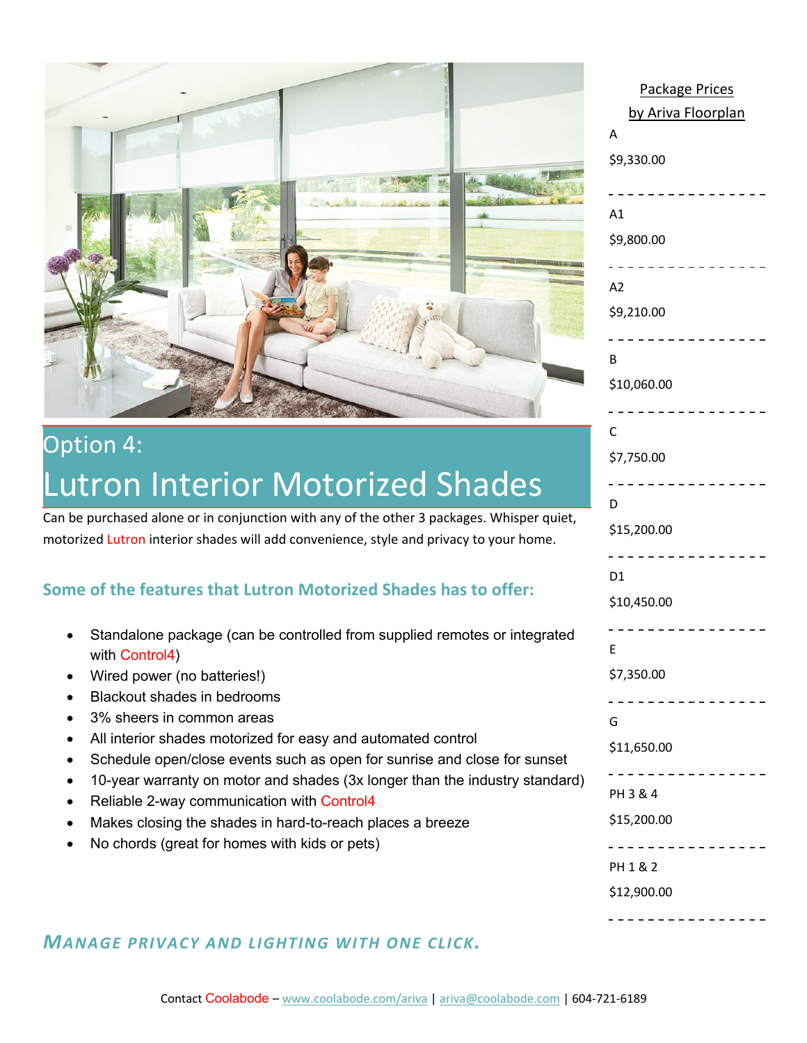# Option 4:

# Lutron Interior Motorized Shades

Can be purchased alone or in conjunction with any of the other 3 packages. Whisper quiet, motorized Lutron interior shades will add convenience, style and privacy to your home.

## Some of the features that Lutron Motorized Shades has to offer:

- Standalone package (can be controlled from supplied remotes or integrated with Control4)
- Wired power (no batteries!)
- Blackout shades in bedrooms
- 3% sheers in common areas
- All interior shades motorized for easy and automated control
- Schedule open/close events such as open for sunrise and close for sunset
- 10-year warranty on motor and shades (3x longer than the industry standard)
- Reliable 2-way communication with Control4
- Makes closing the shades in hard-to-reach places a breeze
- No chords (great for homes with kids or pets)

***MANAGE PRIVACY AND LIGHTING WITH ONE CLICK.***

**Package Prices by Ariva Floorplan**

| Floorplan | Price |
|---|---|
| A | $9,330.00 |
| A1 | $9,800.00 |
| A2 | $9,210.00 |
| B | $10,060.00 |
| C | $7,750.00 |
| D | $15,200.00 |
| D1 | $10,450.00 |
| E | $7,350.00 |
| G | $11,650.00 |
| PH 3 & 4 | $15,200.00 |
| PH 1 & 2 | $12,900.00 |

Contact Coolabode – www.coolabode.com/ariva | ariva@coolabode.com | 604-721-6189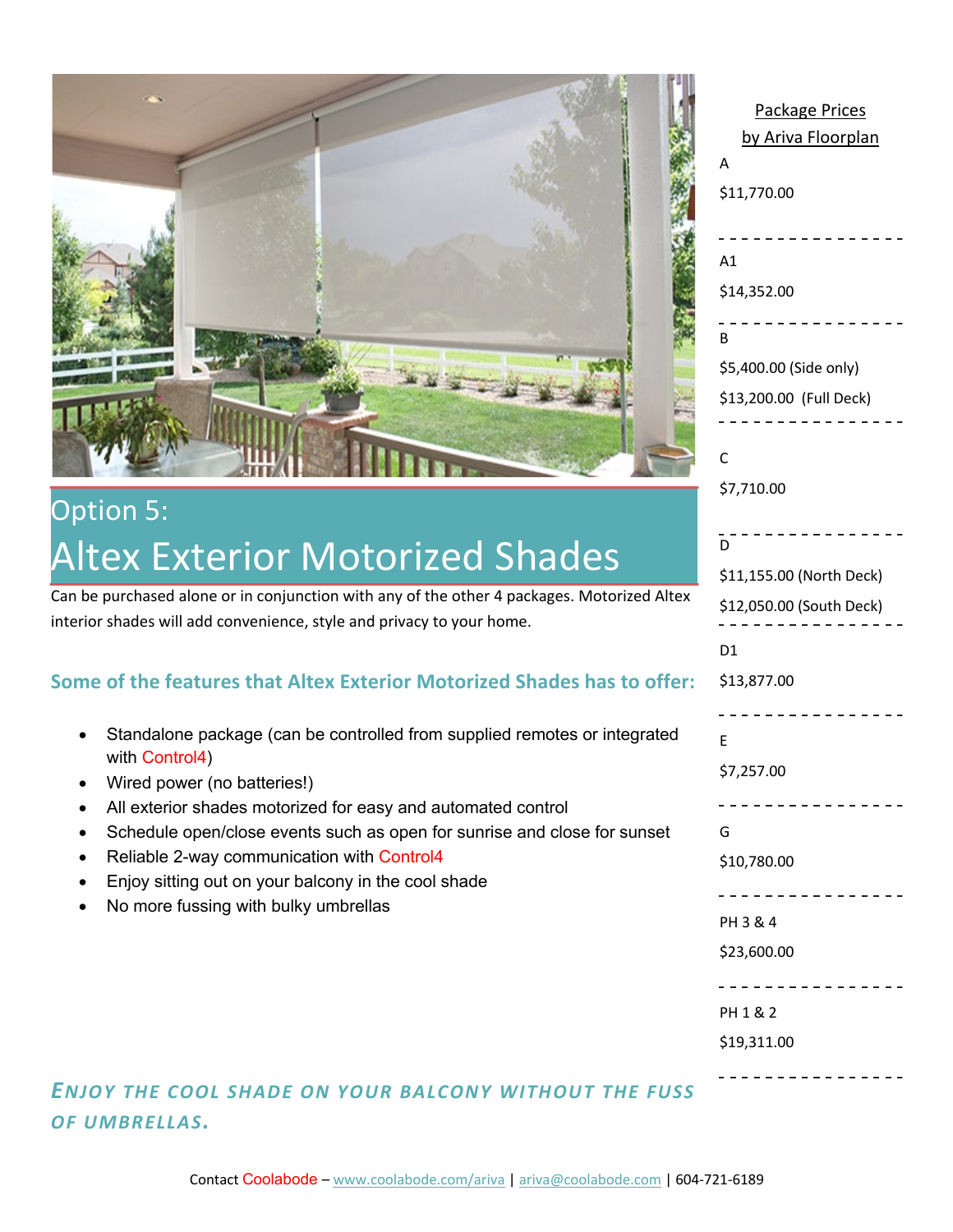# Option 5:
# Altex Exterior Motorized Shades

Can be purchased alone or in conjunction with any of the other 4 packages. Motorized Altex interior shades will add convenience, style and privacy to your home.

### Some of the features that Altex Exterior Motorized Shades has to offer:

- Standalone package (can be controlled from supplied remotes or integrated with Control4)
- Wired power (no batteries!)
- All exterior shades motorized for easy and automated control
- Schedule open/close events such as open for sunrise and close for sunset
- Reliable 2-way communication with Control4
- Enjoy sitting out on your balcony in the cool shade
- No more fussing with bulky umbrellas

***ENJOY THE COOL SHADE ON YOUR BALCONY WITHOUT THE FUSS OF UMBRELLAS.***

Package Prices by Ariva Floorplan

A
$11,770.00

A1
$14,352.00

B
$5,400.00 (Side only)
$13,200.00 (Full Deck)

C
$7,710.00

D
$11,155.00 (North Deck)
$12,050.00 (South Deck)

D1
$13,877.00

E
$7,257.00

G
$10,780.00

PH 3 & 4
$23,600.00

PH 1 & 2
$19,311.00

Contact Coolabode – www.coolabode.com/ariva | ariva@coolabode.com | 604-721-6189